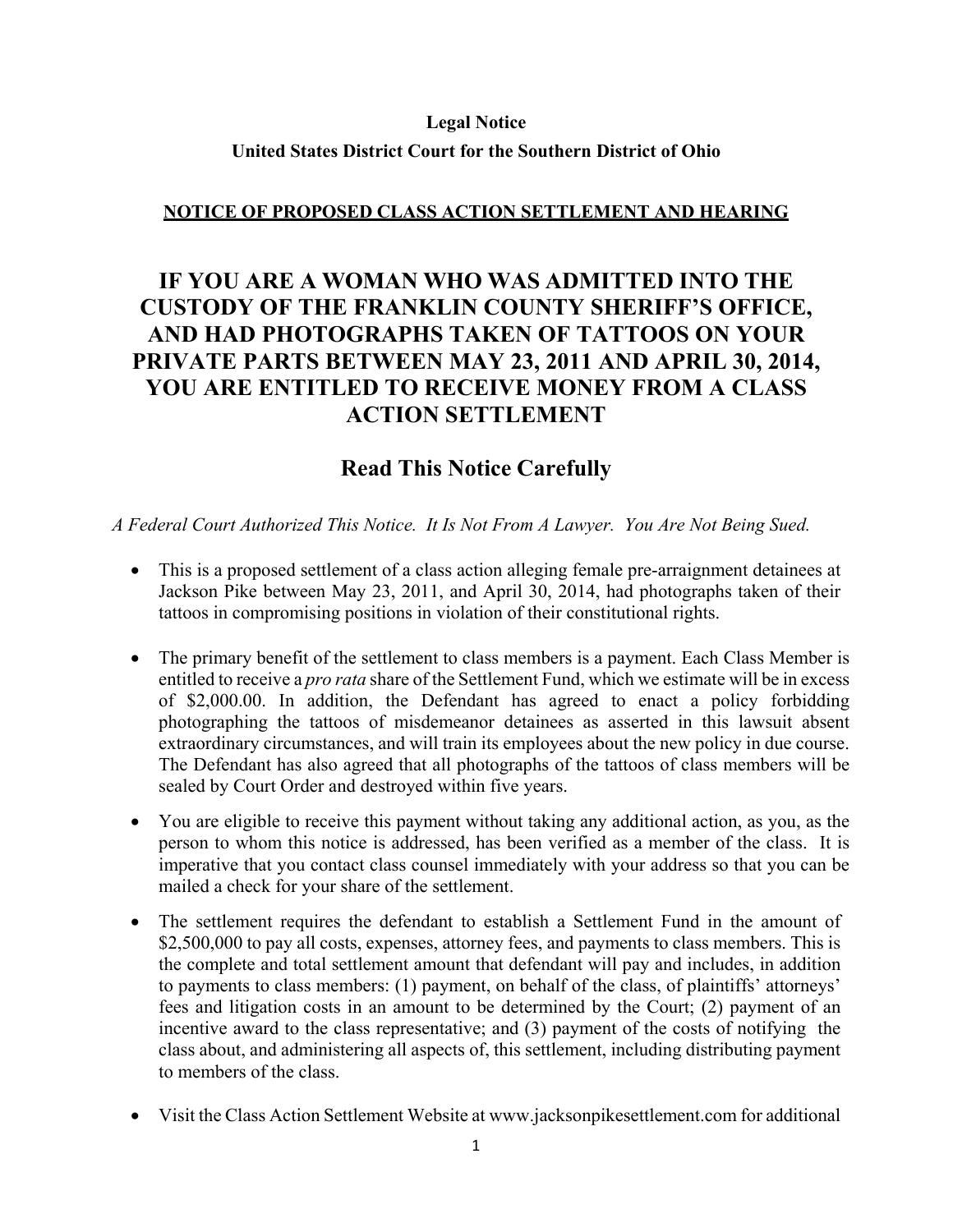**Legal Notice**

**United States District Court for the Southern District of Ohio**

**NOTICE OF PROPOSED CLASS ACTION SETTLEMENT AND HEARING**

# IF YOU ARE A WOMAN WHO WAS ADMITTED INTO THE CUSTODY OF THE FRANKLIN COUNTY SHERIFF'S OFFICE, AND HAD PHOTOGRAPHS TAKEN OF TATTOOS ON YOUR PRIVATE PARTS BETWEEN MAY 23, 2011 AND APRIL 30, 2014, YOU ARE ENTITLED TO RECEIVE MONEY FROM A CLASS ACTION SETTLEMENT

## Read This Notice Carefully

*A Federal Court Authorized This Notice. It Is Not From A Lawyer. You Are Not Being Sued.*

- This is a proposed settlement of a class action alleging female pre-arraignment detainees at Jackson Pike between May 23, 2011, and April 30, 2014, had photographs taken of their tattoos in compromising positions in violation of their constitutional rights.

- The primary benefit of the settlement to class members is a payment. Each Class Member is entitled to receive a *pro rata* share of the Settlement Fund, which we estimate will be in excess of $2,000.00. In addition, the Defendant has agreed to enact a policy forbidding photographing the tattoos of misdemeanor detainees as asserted in this lawsuit absent extraordinary circumstances, and will train its employees about the new policy in due course. The Defendant has also agreed that all photographs of the tattoos of class members will be sealed by Court Order and destroyed within five years.

- You are eligible to receive this payment without taking any additional action, as you, as the person to whom this notice is addressed, has been verified as a member of the class. It is imperative that you contact class counsel immediately with your address so that you can be mailed a check for your share of the settlement.

- The settlement requires the defendant to establish a Settlement Fund in the amount of $2,500,000 to pay all costs, expenses, attorney fees, and payments to class members. This is the complete and total settlement amount that defendant will pay and includes, in addition to payments to class members: (1) payment, on behalf of the class, of plaintiffs' attorneys' fees and litigation costs in an amount to be determined by the Court; (2) payment of an incentive award to the class representative; and (3) payment of the costs of notifying the class about, and administering all aspects of, this settlement, including distributing payment to members of the class.

- Visit the Class Action Settlement Website at www.jacksonpikesettlement.com for additional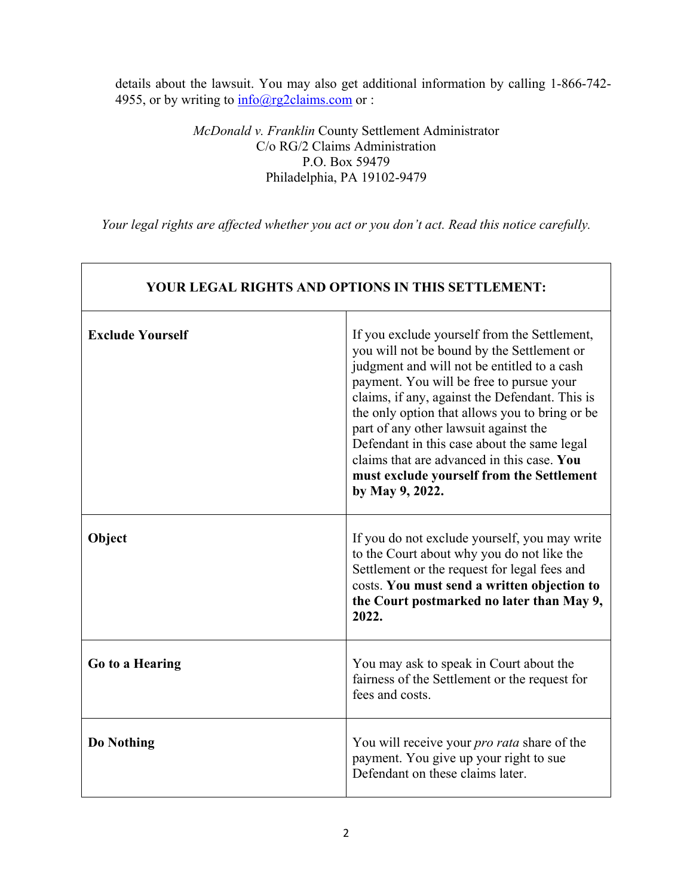details about the lawsuit. You may also get additional information by calling 1-866-742-4955, or by writing to info@rg2claims.com or :

*McDonald v. Franklin* County Settlement Administrator
C/o RG/2 Claims Administration
P.O. Box 59479
Philadelphia, PA 19102-9479

*Your legal rights are affected whether you act or you don't act. Read this notice carefully.*

| **YOUR LEGAL RIGHTS AND OPTIONS IN THIS SETTLEMENT:** | |
|---|---|
| **Exclude Yourself** | If you exclude yourself from the Settlement, you will not be bound by the Settlement or judgment and will not be entitled to a cash payment. You will be free to pursue your claims, if any, against the Defendant. This is the only option that allows you to bring or be part of any other lawsuit against the Defendant in this case about the same legal claims that are advanced in this case. **You must exclude yourself from the Settlement by May 9, 2022.** |
| **Object** | If you do not exclude yourself, you may write to the Court about why you do not like the Settlement or the request for legal fees and costs. **You must send a written objection to the Court postmarked no later than May 9, 2022.** |
| **Go to a Hearing** | You may ask to speak in Court about the fairness of the Settlement or the request for fees and costs. |
| **Do Nothing** | You will receive your *pro rata* share of the payment. You give up your right to sue Defendant on these claims later. |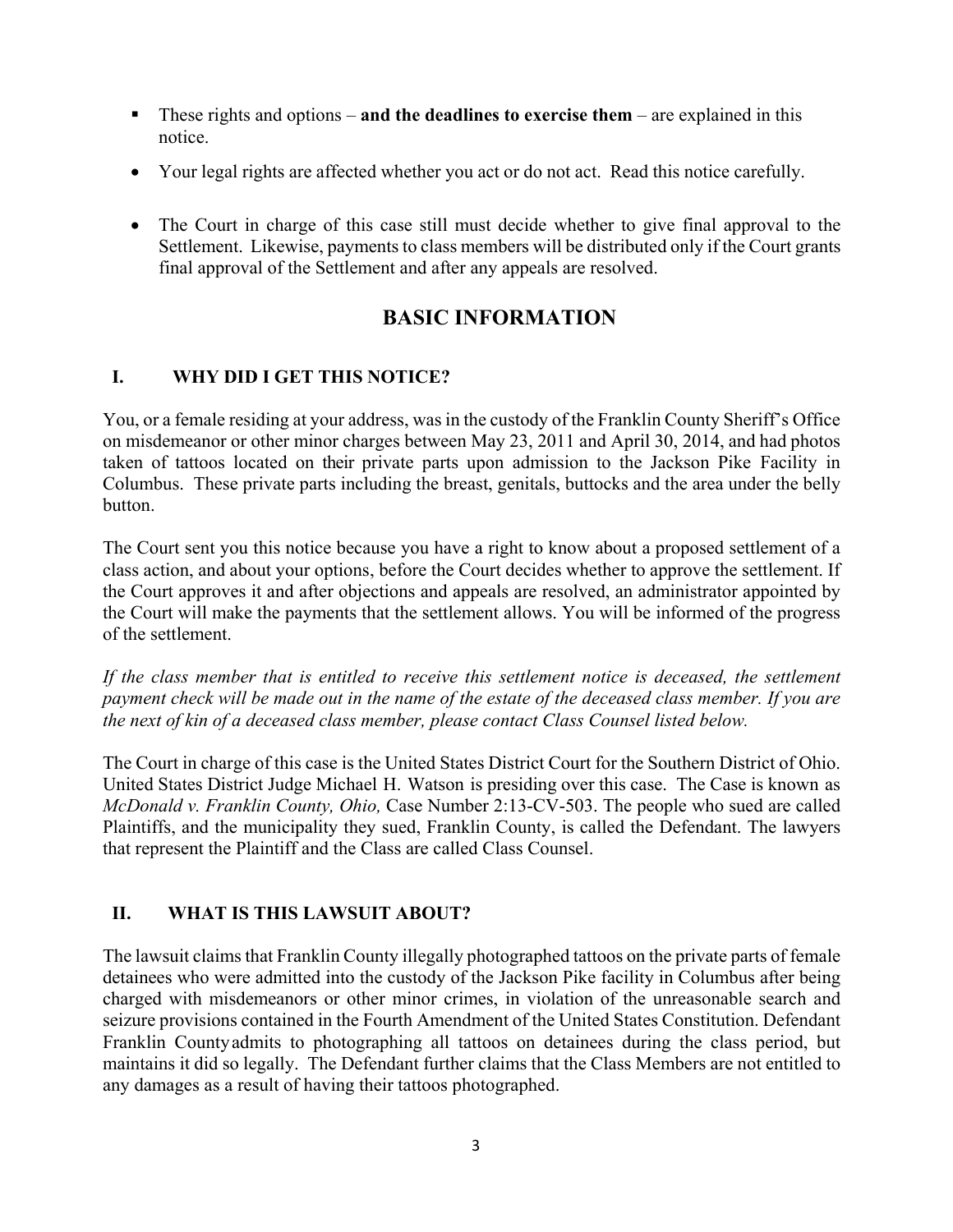- These rights and options – **and the deadlines to exercise them** – are explained in this notice.

- Your legal rights are affected whether you act or do not act. Read this notice carefully.

- The Court in charge of this case still must decide whether to give final approval to the Settlement. Likewise, payments to class members will be distributed only if the Court grants final approval of the Settlement and after any appeals are resolved.

## BASIC INFORMATION

### I. WHY DID I GET THIS NOTICE?

You, or a female residing at your address, was in the custody of the Franklin County Sheriff's Office on misdemeanor or other minor charges between May 23, 2011 and April 30, 2014, and had photos taken of tattoos located on their private parts upon admission to the Jackson Pike Facility in Columbus. These private parts including the breast, genitals, buttocks and the area under the belly button.

The Court sent you this notice because you have a right to know about a proposed settlement of a class action, and about your options, before the Court decides whether to approve the settlement. If the Court approves it and after objections and appeals are resolved, an administrator appointed by the Court will make the payments that the settlement allows. You will be informed of the progress of the settlement.

*If the class member that is entitled to receive this settlement notice is deceased, the settlement payment check will be made out in the name of the estate of the deceased class member. If you are the next of kin of a deceased class member, please contact Class Counsel listed below.*

The Court in charge of this case is the United States District Court for the Southern District of Ohio. United States District Judge Michael H. Watson is presiding over this case. The Case is known as *McDonald v. Franklin County, Ohio,* Case Number 2:13-CV-503. The people who sued are called Plaintiffs, and the municipality they sued, Franklin County, is called the Defendant. The lawyers that represent the Plaintiff and the Class are called Class Counsel.

### II. WHAT IS THIS LAWSUIT ABOUT?

The lawsuit claims that Franklin County illegally photographed tattoos on the private parts of female detainees who were admitted into the custody of the Jackson Pike facility in Columbus after being charged with misdemeanors or other minor crimes, in violation of the unreasonable search and seizure provisions contained in the Fourth Amendment of the United States Constitution. Defendant Franklin County admits to photographing all tattoos on detainees during the class period, but maintains it did so legally. The Defendant further claims that the Class Members are not entitled to any damages as a result of having their tattoos photographed.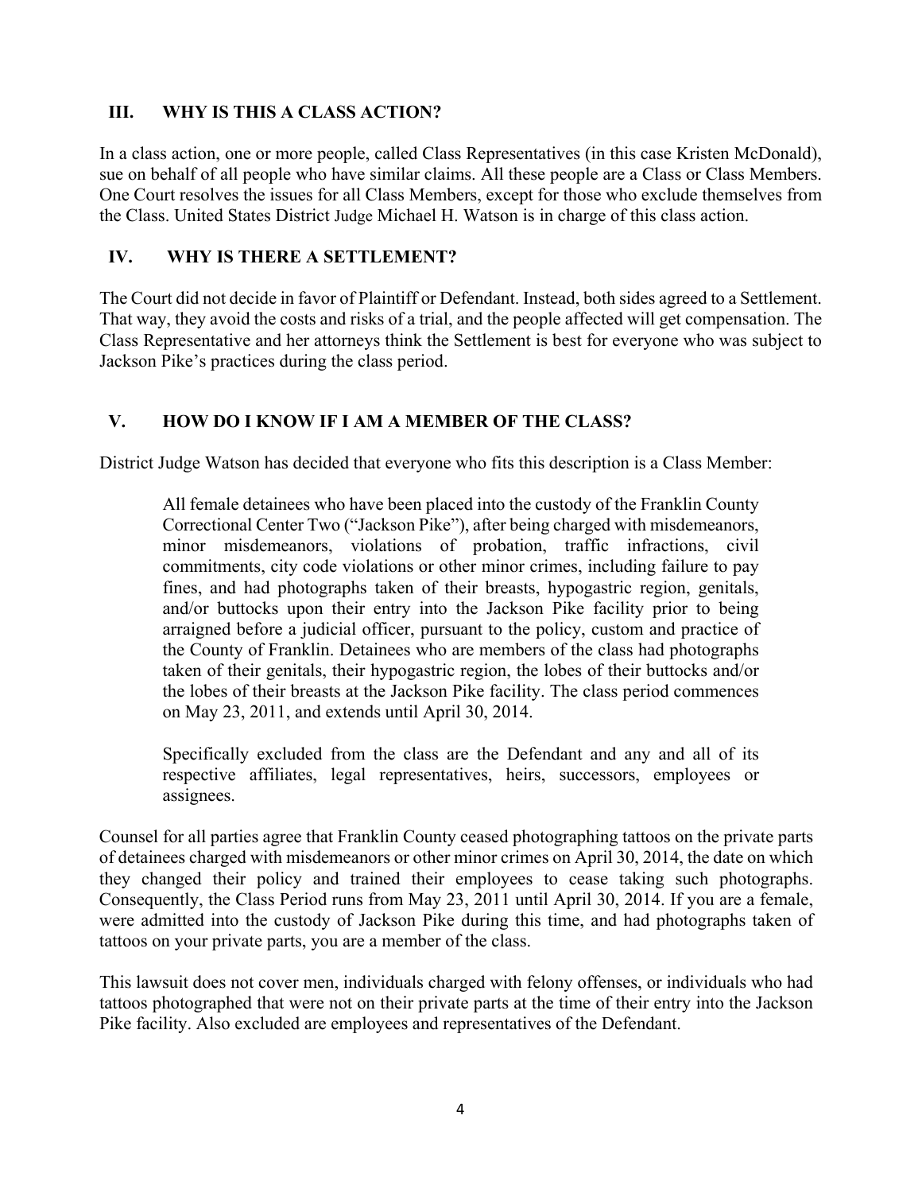## III. WHY IS THIS A CLASS ACTION?

In a class action, one or more people, called Class Representatives (in this case Kristen McDonald), sue on behalf of all people who have similar claims. All these people are a Class or Class Members. One Court resolves the issues for all Class Members, except for those who exclude themselves from the Class. United States District Judge Michael H. Watson is in charge of this class action.

## IV. WHY IS THERE A SETTLEMENT?

The Court did not decide in favor of Plaintiff or Defendant. Instead, both sides agreed to a Settlement. That way, they avoid the costs and risks of a trial, and the people affected will get compensation. The Class Representative and her attorneys think the Settlement is best for everyone who was subject to Jackson Pike's practices during the class period.

## V. HOW DO I KNOW IF I AM A MEMBER OF THE CLASS?

District Judge Watson has decided that everyone who fits this description is a Class Member:

> All female detainees who have been placed into the custody of the Franklin County Correctional Center Two ("Jackson Pike"), after being charged with misdemeanors, minor misdemeanors, violations of probation, traffic infractions, civil commitments, city code violations or other minor crimes, including failure to pay fines, and had photographs taken of their breasts, hypogastric region, genitals, and/or buttocks upon their entry into the Jackson Pike facility prior to being arraigned before a judicial officer, pursuant to the policy, custom and practice of the County of Franklin. Detainees who are members of the class had photographs taken of their genitals, their hypogastric region, the lobes of their buttocks and/or the lobes of their breasts at the Jackson Pike facility. The class period commences on May 23, 2011, and extends until April 30, 2014.
>
> Specifically excluded from the class are the Defendant and any and all of its respective affiliates, legal representatives, heirs, successors, employees or assignees.

Counsel for all parties agree that Franklin County ceased photographing tattoos on the private parts of detainees charged with misdemeanors or other minor crimes on April 30, 2014, the date on which they changed their policy and trained their employees to cease taking such photographs. Consequently, the Class Period runs from May 23, 2011 until April 30, 2014. If you are a female, were admitted into the custody of Jackson Pike during this time, and had photographs taken of tattoos on your private parts, you are a member of the class.

This lawsuit does not cover men, individuals charged with felony offenses, or individuals who had tattoos photographed that were not on their private parts at the time of their entry into the Jackson Pike facility. Also excluded are employees and representatives of the Defendant.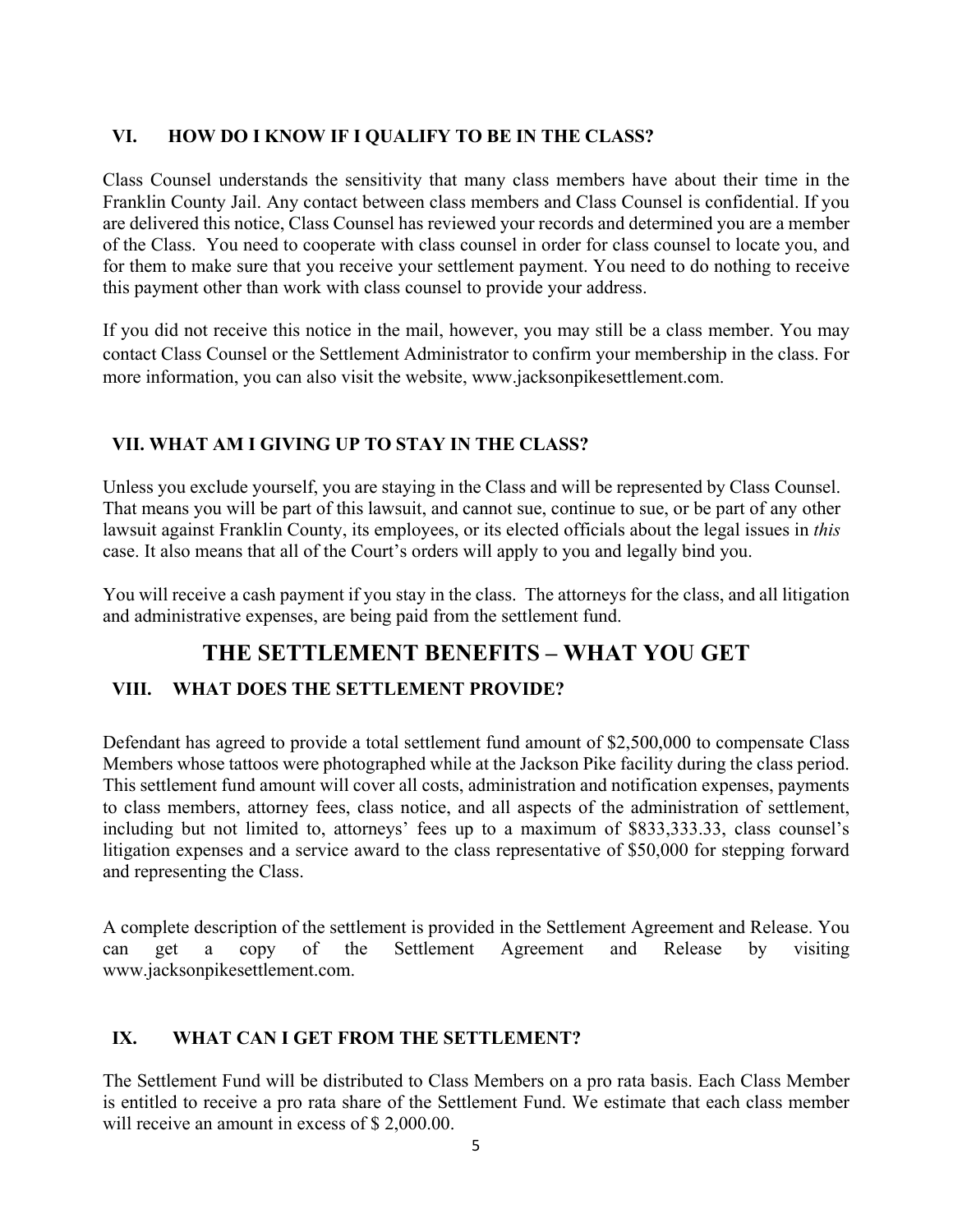## VI. HOW DO I KNOW IF I QUALIFY TO BE IN THE CLASS?

Class Counsel understands the sensitivity that many class members have about their time in the Franklin County Jail. Any contact between class members and Class Counsel is confidential. If you are delivered this notice, Class Counsel has reviewed your records and determined you are a member of the Class. You need to cooperate with class counsel in order for class counsel to locate you, and for them to make sure that you receive your settlement payment. You need to do nothing to receive this payment other than work with class counsel to provide your address.

If you did not receive this notice in the mail, however, you may still be a class member. You may contact Class Counsel or the Settlement Administrator to confirm your membership in the class. For more information, you can also visit the website, www.jacksonpikesettlement.com.

## VII. WHAT AM I GIVING UP TO STAY IN THE CLASS?

Unless you exclude yourself, you are staying in the Class and will be represented by Class Counsel. That means you will be part of this lawsuit, and cannot sue, continue to sue, or be part of any other lawsuit against Franklin County, its employees, or its elected officials about the legal issues in *this* case. It also means that all of the Court's orders will apply to you and legally bind you.

You will receive a cash payment if you stay in the class. The attorneys for the class, and all litigation and administrative expenses, are being paid from the settlement fund.

# THE SETTLEMENT BENEFITS – WHAT YOU GET

## VIII. WHAT DOES THE SETTLEMENT PROVIDE?

Defendant has agreed to provide a total settlement fund amount of $2,500,000 to compensate Class Members whose tattoos were photographed while at the Jackson Pike facility during the class period. This settlement fund amount will cover all costs, administration and notification expenses, payments to class members, attorney fees, class notice, and all aspects of the administration of settlement, including but not limited to, attorneys' fees up to a maximum of $833,333.33, class counsel's litigation expenses and a service award to the class representative of $50,000 for stepping forward and representing the Class.

A complete description of the settlement is provided in the Settlement Agreement and Release. You can get a copy of the Settlement Agreement and Release by visiting www.jacksonpikesettlement.com.

## IX. WHAT CAN I GET FROM THE SETTLEMENT?

The Settlement Fund will be distributed to Class Members on a pro rata basis. Each Class Member is entitled to receive a pro rata share of the Settlement Fund. We estimate that each class member will receive an amount in excess of $ 2,000.00.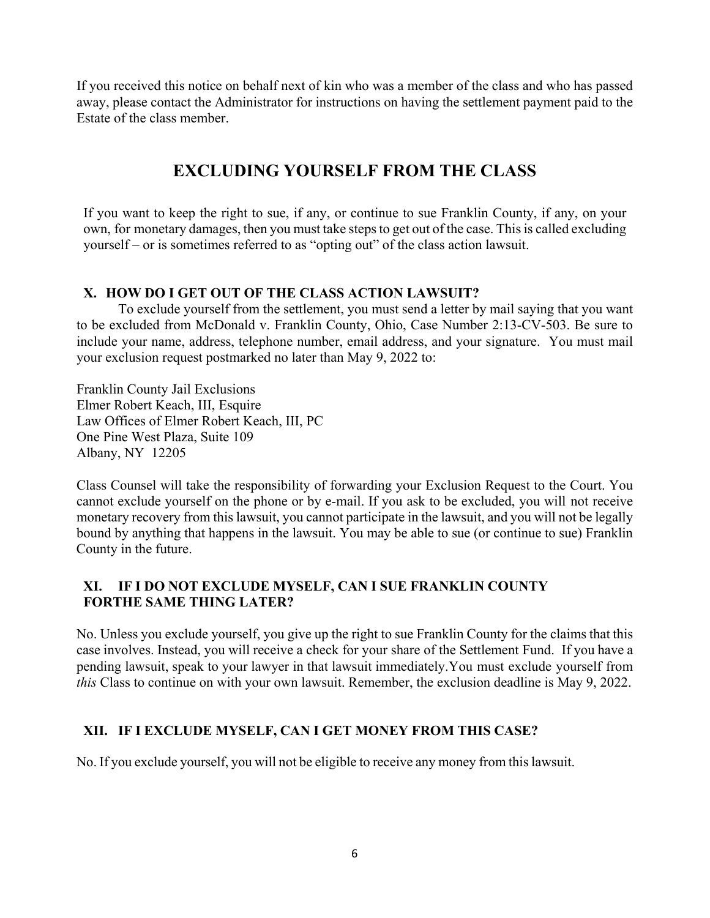If you received this notice on behalf next of kin who was a member of the class and who has passed away, please contact the Administrator for instructions on having the settlement payment paid to the Estate of the class member.

# EXCLUDING YOURSELF FROM THE CLASS

If you want to keep the right to sue, if any, or continue to sue Franklin County, if any, on your own, for monetary damages, then you must take steps to get out of the case. This is called excluding yourself – or is sometimes referred to as "opting out" of the class action lawsuit.

## X. HOW DO I GET OUT OF THE CLASS ACTION LAWSUIT?

To exclude yourself from the settlement, you must send a letter by mail saying that you want to be excluded from McDonald v. Franklin County, Ohio, Case Number 2:13-CV-503. Be sure to include your name, address, telephone number, email address, and your signature. You must mail your exclusion request postmarked no later than May 9, 2022 to:

Franklin County Jail Exclusions
Elmer Robert Keach, III, Esquire
Law Offices of Elmer Robert Keach, III, PC
One Pine West Plaza, Suite 109
Albany, NY 12205

Class Counsel will take the responsibility of forwarding your Exclusion Request to the Court. You cannot exclude yourself on the phone or by e-mail. If you ask to be excluded, you will not receive monetary recovery from this lawsuit, you cannot participate in the lawsuit, and you will not be legally bound by anything that happens in the lawsuit. You may be able to sue (or continue to sue) Franklin County in the future.

## XI. IF I DO NOT EXCLUDE MYSELF, CAN I SUE FRANKLIN COUNTY FORTHE SAME THING LATER?

No. Unless you exclude yourself, you give up the right to sue Franklin County for the claims that this case involves. Instead, you will receive a check for your share of the Settlement Fund. If you have a pending lawsuit, speak to your lawyer in that lawsuit immediately.You must exclude yourself from *this* Class to continue on with your own lawsuit. Remember, the exclusion deadline is May 9, 2022.

## XII. IF I EXCLUDE MYSELF, CAN I GET MONEY FROM THIS CASE?

No. If you exclude yourself, you will not be eligible to receive any money from this lawsuit.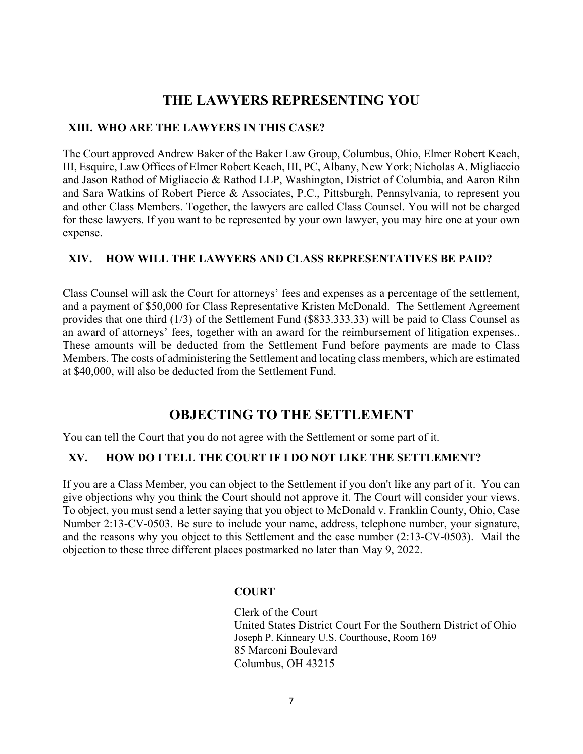# THE LAWYERS REPRESENTING YOU

### XIII. WHO ARE THE LAWYERS IN THIS CASE?

The Court approved Andrew Baker of the Baker Law Group, Columbus, Ohio, Elmer Robert Keach, III, Esquire, Law Offices of Elmer Robert Keach, III, PC, Albany, New York; Nicholas A. Migliaccio and Jason Rathod of Migliaccio & Rathod LLP, Washington, District of Columbia, and Aaron Rihn and Sara Watkins of Robert Pierce & Associates, P.C., Pittsburgh, Pennsylvania, to represent you and other Class Members. Together, the lawyers are called Class Counsel. You will not be charged for these lawyers. If you want to be represented by your own lawyer, you may hire one at your own expense.

### XIV. HOW WILL THE LAWYERS AND CLASS REPRESENTATIVES BE PAID?

Class Counsel will ask the Court for attorneys' fees and expenses as a percentage of the settlement, and a payment of $50,000 for Class Representative Kristen McDonald. The Settlement Agreement provides that one third (1/3) of the Settlement Fund ($833.333.33) will be paid to Class Counsel as an award of attorneys' fees, together with an award for the reimbursement of litigation expenses.. These amounts will be deducted from the Settlement Fund before payments are made to Class Members. The costs of administering the Settlement and locating class members, which are estimated at $40,000, will also be deducted from the Settlement Fund.

# OBJECTING TO THE SETTLEMENT

You can tell the Court that you do not agree with the Settlement or some part of it.

### XV. HOW DO I TELL THE COURT IF I DO NOT LIKE THE SETTLEMENT?

If you are a Class Member, you can object to the Settlement if you don't like any part of it. You can give objections why you think the Court should not approve it. The Court will consider your views. To object, you must send a letter saying that you object to McDonald v. Franklin County, Ohio, Case Number 2:13-CV-0503. Be sure to include your name, address, telephone number, your signature, and the reasons why you object to this Settlement and the case number (2:13-CV-0503). Mail the objection to these three different places postmarked no later than May 9, 2022.

**COURT**

Clerk of the Court
United States District Court For the Southern District of Ohio
Joseph P. Kinneary U.S. Courthouse, Room 169
85 Marconi Boulevard
Columbus, OH 43215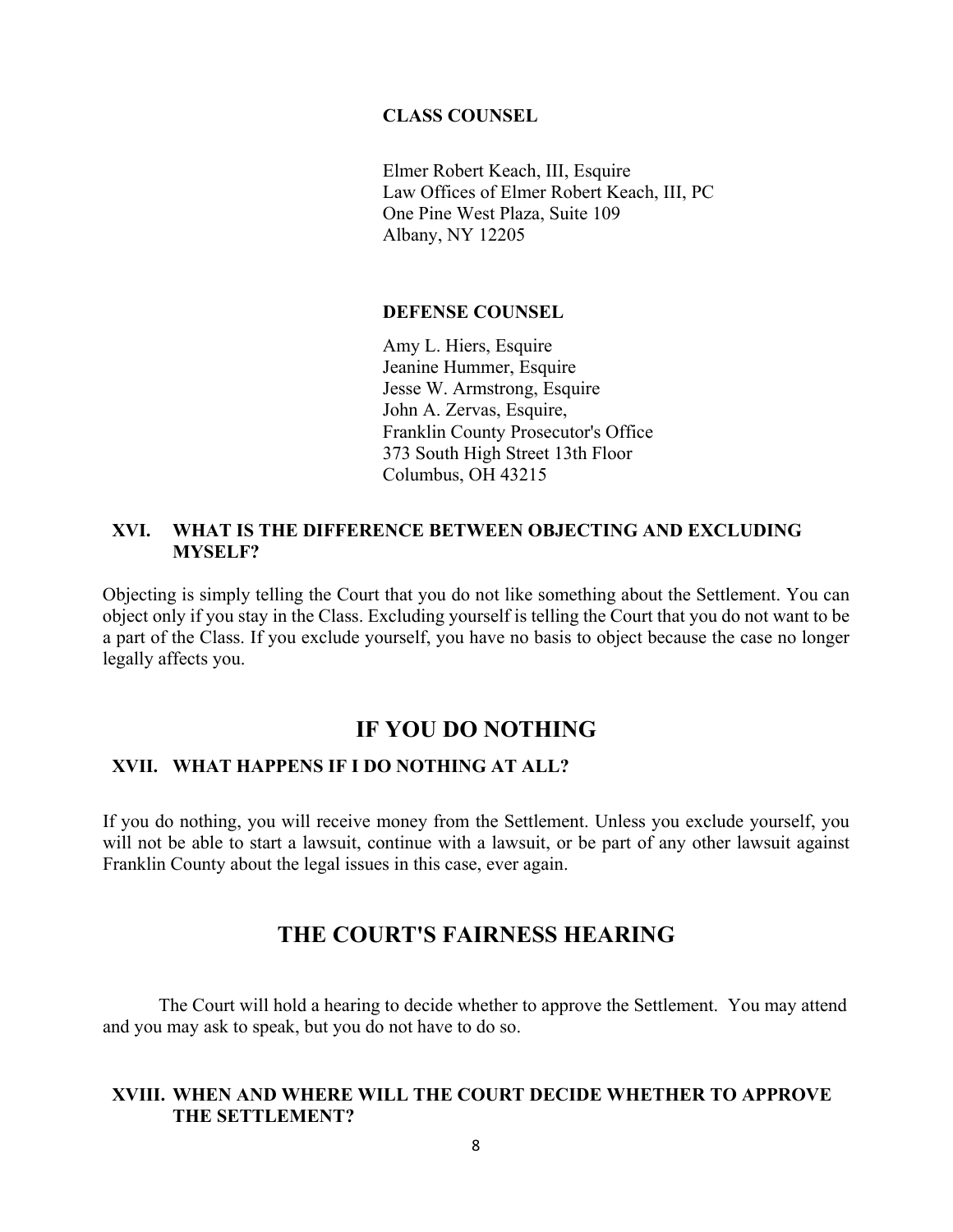**CLASS COUNSEL**

Elmer Robert Keach, III, Esquire
Law Offices of Elmer Robert Keach, III, PC
One Pine West Plaza, Suite 109
Albany, NY 12205

**DEFENSE COUNSEL**

Amy L. Hiers, Esquire
Jeanine Hummer, Esquire
Jesse W. Armstrong, Esquire
John A. Zervas, Esquire,
Franklin County Prosecutor's Office
373 South High Street 13th Floor
Columbus, OH 43215

### XVI. WHAT IS THE DIFFERENCE BETWEEN OBJECTING AND EXCLUDING MYSELF?

Objecting is simply telling the Court that you do not like something about the Settlement. You can object only if you stay in the Class. Excluding yourself is telling the Court that you do not want to be a part of the Class. If you exclude yourself, you have no basis to object because the case no longer legally affects you.

## IF YOU DO NOTHING

### XVII. WHAT HAPPENS IF I DO NOTHING AT ALL?

If you do nothing, you will receive money from the Settlement. Unless you exclude yourself, you will not be able to start a lawsuit, continue with a lawsuit, or be part of any other lawsuit against Franklin County about the legal issues in this case, ever again.

## THE COURT'S FAIRNESS HEARING

The Court will hold a hearing to decide whether to approve the Settlement. You may attend and you may ask to speak, but you do not have to do so.

### XVIII. WHEN AND WHERE WILL THE COURT DECIDE WHETHER TO APPROVE THE SETTLEMENT?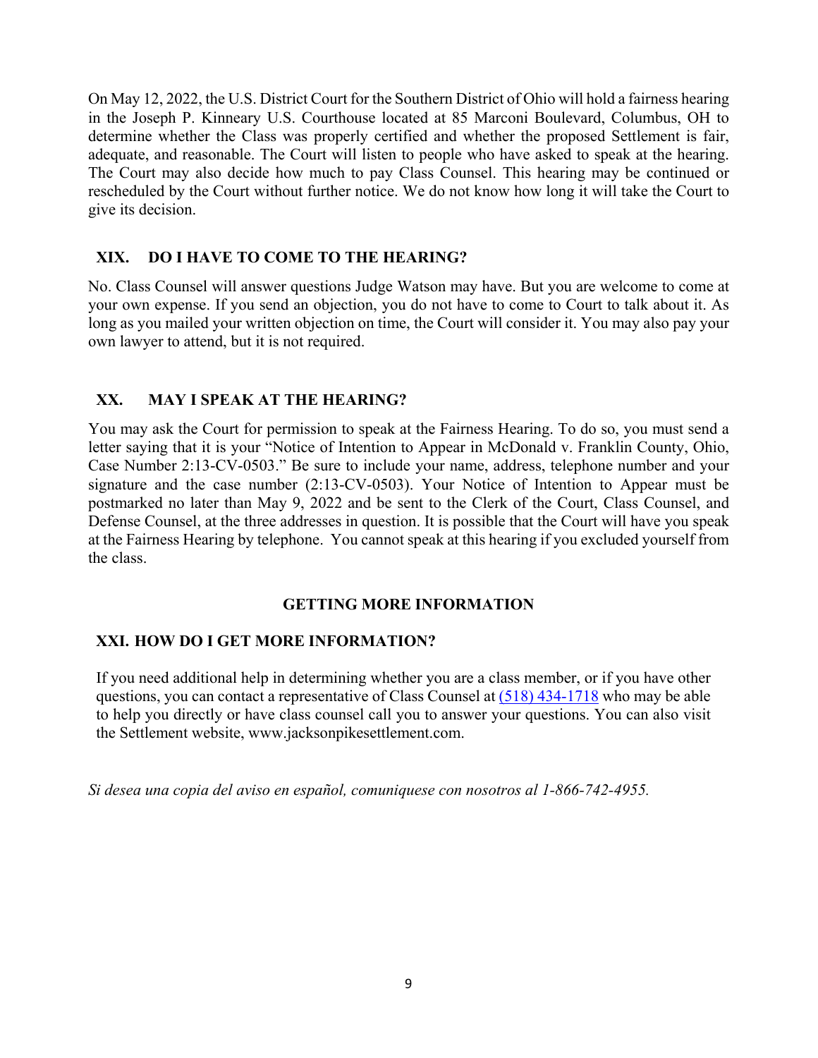On May 12, 2022, the U.S. District Court for the Southern District of Ohio will hold a fairness hearing in the Joseph P. Kinneary U.S. Courthouse located at 85 Marconi Boulevard, Columbus, OH to determine whether the Class was properly certified and whether the proposed Settlement is fair, adequate, and reasonable. The Court will listen to people who have asked to speak at the hearing. The Court may also decide how much to pay Class Counsel. This hearing may be continued or rescheduled by the Court without further notice. We do not know how long it will take the Court to give its decision.

## XIX. DO I HAVE TO COME TO THE HEARING?

No. Class Counsel will answer questions Judge Watson may have. But you are welcome to come at your own expense. If you send an objection, you do not have to come to Court to talk about it. As long as you mailed your written objection on time, the Court will consider it. You may also pay your own lawyer to attend, but it is not required.

## XX. MAY I SPEAK AT THE HEARING?

You may ask the Court for permission to speak at the Fairness Hearing. To do so, you must send a letter saying that it is your "Notice of Intention to Appear in McDonald v. Franklin County, Ohio, Case Number 2:13-CV-0503." Be sure to include your name, address, telephone number and your signature and the case number (2:13-CV-0503). Your Notice of Intention to Appear must be postmarked no later than May 9, 2022 and be sent to the Clerk of the Court, Class Counsel, and Defense Counsel, at the three addresses in question. It is possible that the Court will have you speak at the Fairness Hearing by telephone. You cannot speak at this hearing if you excluded yourself from the class.

# GETTING MORE INFORMATION

## XXI. HOW DO I GET MORE INFORMATION?

If you need additional help in determining whether you are a class member, or if you have other questions, you can contact a representative of Class Counsel at (518) 434-1718 who may be able to help you directly or have class counsel call you to answer your questions. You can also visit the Settlement website, www.jacksonpikesettlement.com.

*Si desea una copia del aviso en español, comuniquese con nosotros al 1-866-742-4955.*